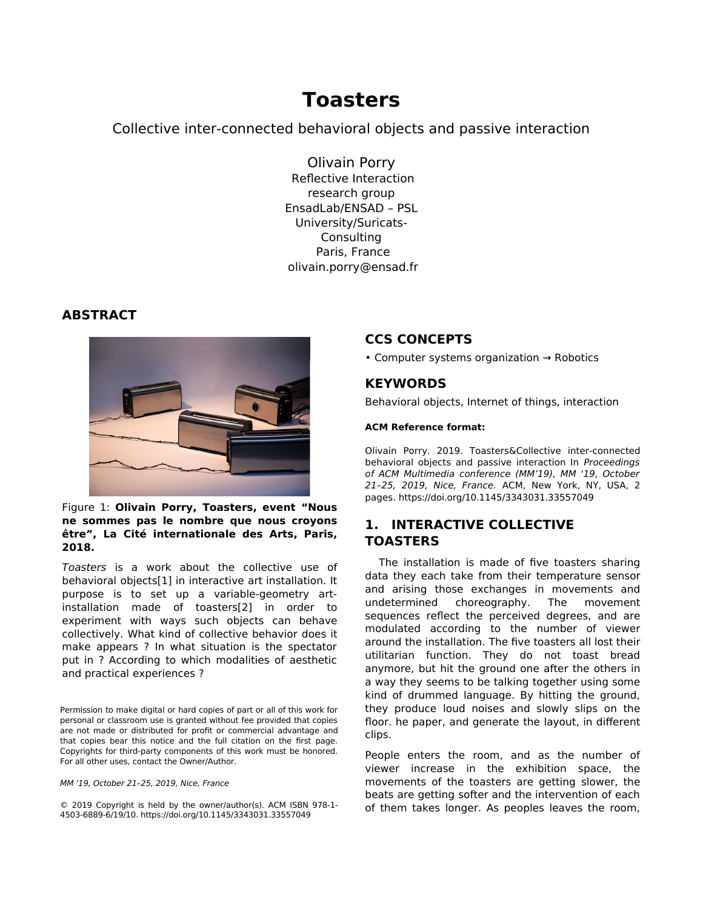# Toasters

Collective inter-connected behavioral objects and passive interaction

Olivain Porry
Reflective Interaction research group
EnsadLab/ENSAD – PSL University/Suricats-Consulting
Paris, France
olivain.porry@ensad.fr

## ABSTRACT

Figure 1: **Olivain Porry, Toasters, event "Nous ne sommes pas le nombre que nous croyons être", La Cité internationale des Arts, Paris, 2018.**

*Toasters* is a work about the collective use of behavioral objects[1] in interactive art installation. It purpose is to set up a variable-geometry art-installation made of toasters[2] in order to experiment with ways such objects can behave collectively. What kind of collective behavior does it make appears ? In what situation is the spectator put in ? According to which modalities of aesthetic and practical experiences ?

Permission to make digital or hard copies of part or all of this work for personal or classroom use is granted without fee provided that copies are not made or distributed for profit or commercial advantage and that copies bear this notice and the full citation on the first page. Copyrights for third-party components of this work must be honored. For all other uses, contact the Owner/Author.

*MM '19, October 21–25, 2019, Nice, France*

© 2019 Copyright is held by the owner/author(s). ACM ISBN 978-1-4503-6889-6/19/10. https://doi.org/10.1145/3343031.33557049

## CCS CONCEPTS

• Computer systems organization → Robotics

## KEYWORDS

Behavioral objects, Internet of things, interaction

**ACM Reference format:**

Olivain Porry. 2019. Toasters&Collective inter-connected behavioral objects and passive interaction In *Proceedings of ACM Multimedia conference (MM'19), MM '19, October 21–25, 2019, Nice, France.* ACM, New York, NY, USA, 2 pages. https://doi.org/10.1145/3343031.33557049

## 1. INTERACTIVE COLLECTIVE TOASTERS

The installation is made of five toasters sharing data they each take from their temperature sensor and arising those exchanges in movements and undetermined choreography. The movement sequences reflect the perceived degrees, and are modulated according to the number of viewer around the installation. The five toasters all lost their utilitarian function. They do not toast bread anymore, but hit the ground one after the others in a way they seems to be talking together using some kind of drummed language. By hitting the ground, they produce loud noises and slowly slips on the floor. he paper, and generate the layout, in different clips.

People enters the room, and as the number of viewer increase in the exhibition space, the movements of the toasters are getting slower, the beats are getting softer and the intervention of each of them takes longer. As peoples leaves the room,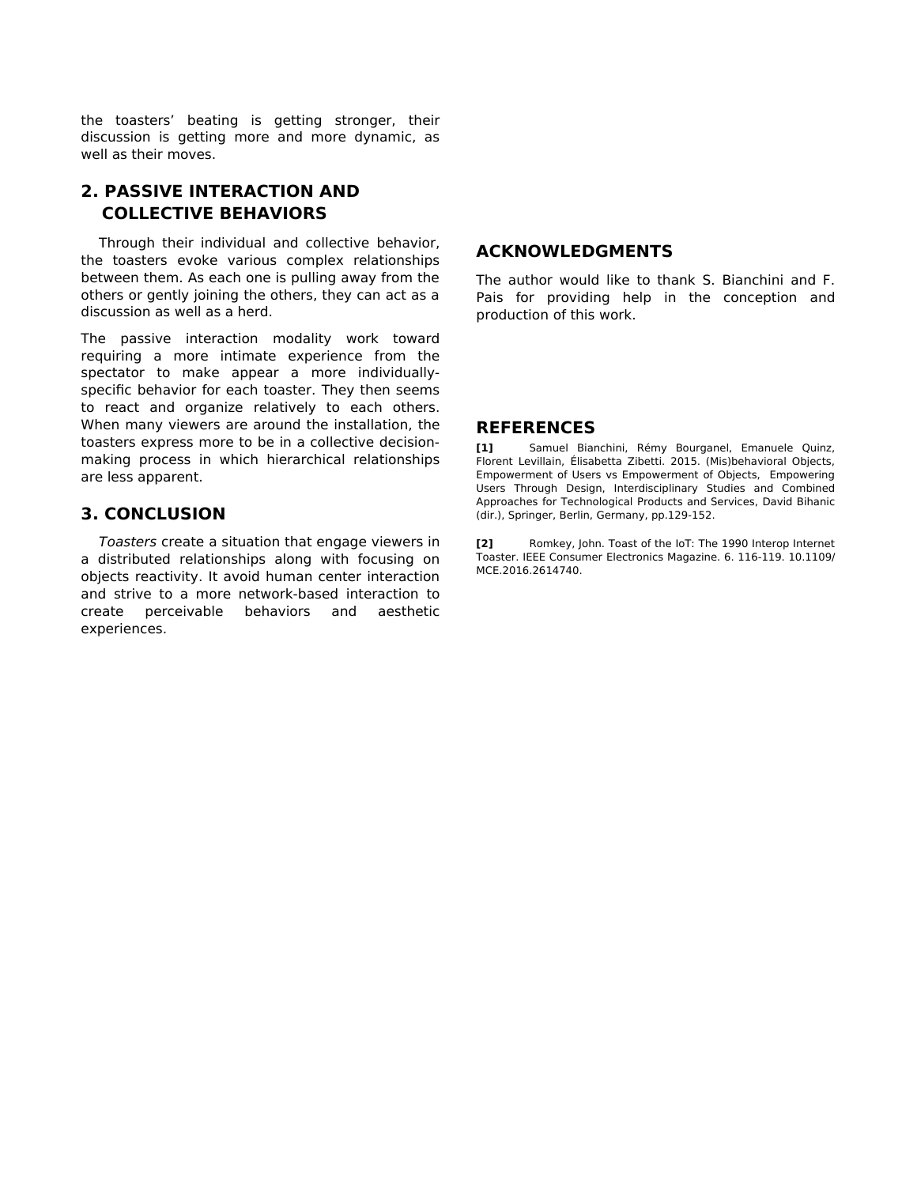the toasters' beating is getting stronger, their discussion is getting more and more dynamic, as well as their moves.

## 2. PASSIVE INTERACTION AND COLLECTIVE BEHAVIORS

Through their individual and collective behavior, the toasters evoke various complex relationships between them. As each one is pulling away from the others or gently joining the others, they can act as a discussion as well as a herd.

The passive interaction modality work toward requiring a more intimate experience from the spectator to make appear a more individually-specific behavior for each toaster. They then seems to react and organize relatively to each others. When many viewers are around the installation, the toasters express more to be in a collective decision-making process in which hierarchical relationships are less apparent.

## 3. CONCLUSION

*Toasters* create a situation that engage viewers in a distributed relationships along with focusing on objects reactivity. It avoid human center interaction and strive to a more network-based interaction to create perceivable behaviors and aesthetic experiences.

## ACKNOWLEDGMENTS

The author would like to thank S. Bianchini and F. Pais for providing help in the conception and production of this work.

## REFERENCES

**[1]** Samuel Bianchini, Rémy Bourganel, Emanuele Quinz, Florent Levillain, Élisabetta Zibetti. 2015. (Mis)behavioral Objects, Empowerment of Users vs Empowerment of Objects, Empowering Users Through Design, Interdisciplinary Studies and Combined Approaches for Technological Products and Services, David Bihanic (dir.), Springer, Berlin, Germany, pp.129-152.

**[2]** Romkey, John. Toast of the IoT: The 1990 Interop Internet Toaster. IEEE Consumer Electronics Magazine. 6. 116-119. 10.1109/MCE.2016.2614740.